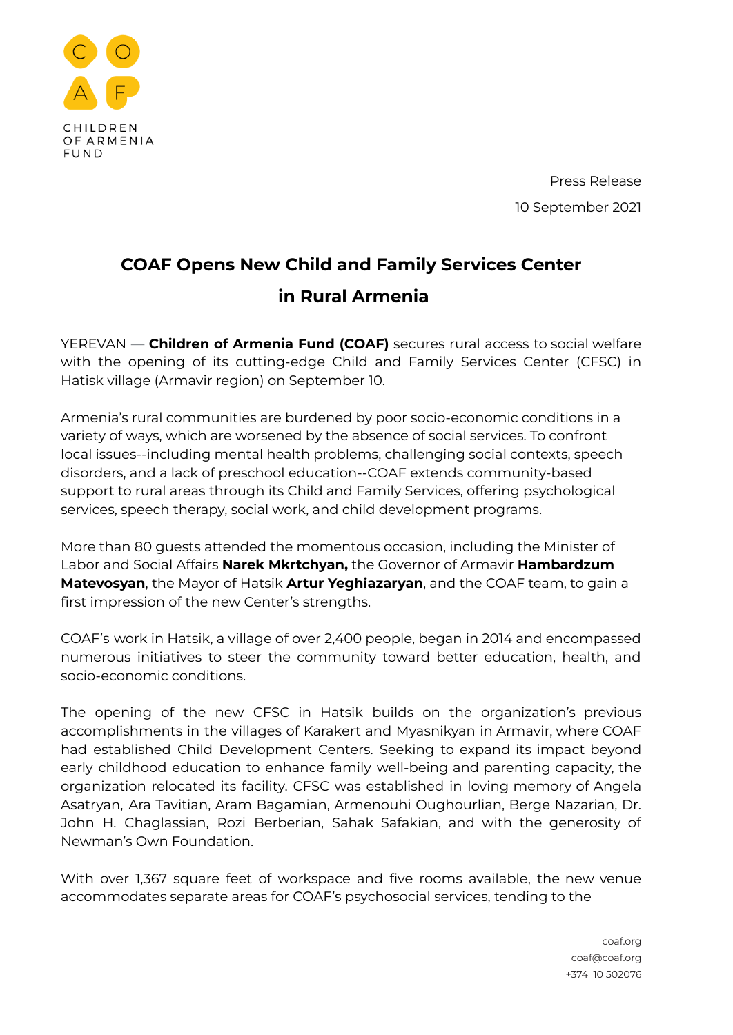CHILDREN OF ARMENIA FUND

Press Release

10 September 2021

# COAF Opens New Child and Family Services Center in Rural Armenia

YEREVAN — **Children of Armenia Fund (COAF)** secures rural access to social welfare with the opening of its cutting-edge Child and Family Services Center (CFSC) in Hatisk village (Armavir region) on September 10.

Armenia's rural communities are burdened by poor socio-economic conditions in a variety of ways, which are worsened by the absence of social services. To confront local issues--including mental health problems, challenging social contexts, speech disorders, and a lack of preschool education--COAF extends community-based support to rural areas through its Child and Family Services, offering psychological services, speech therapy, social work, and child development programs.

More than 80 guests attended the momentous occasion, including the Minister of Labor and Social Affairs **Narek Mkrtchyan,** the Governor of Armavir **Hambardzum Matevosyan**, the Mayor of Hatsik **Artur Yeghiazaryan**, and the COAF team, to gain a first impression of the new Center's strengths.

COAF's work in Hatsik, a village of over 2,400 people, began in 2014 and encompassed numerous initiatives to steer the community toward better education, health, and socio-economic conditions.

The opening of the new CFSC in Hatsik builds on the organization's previous accomplishments in the villages of Karakert and Myasnikyan in Armavir, where COAF had established Child Development Centers. Seeking to expand its impact beyond early childhood education to enhance family well-being and parenting capacity, the organization relocated its facility. CFSC was established in loving memory of Angela Asatryan, Ara Tavitian, Aram Bagamian, Armenouhi Oughourlian, Berge Nazarian, Dr. John H. Chaglassian, Rozi Berberian, Sahak Safakian, and with the generosity of Newman's Own Foundation.

With over 1,367 square feet of workspace and five rooms available, the new venue accommodates separate areas for COAF's psychosocial services, tending to the

coaf.org
coaf@coaf.org
+374 10 502076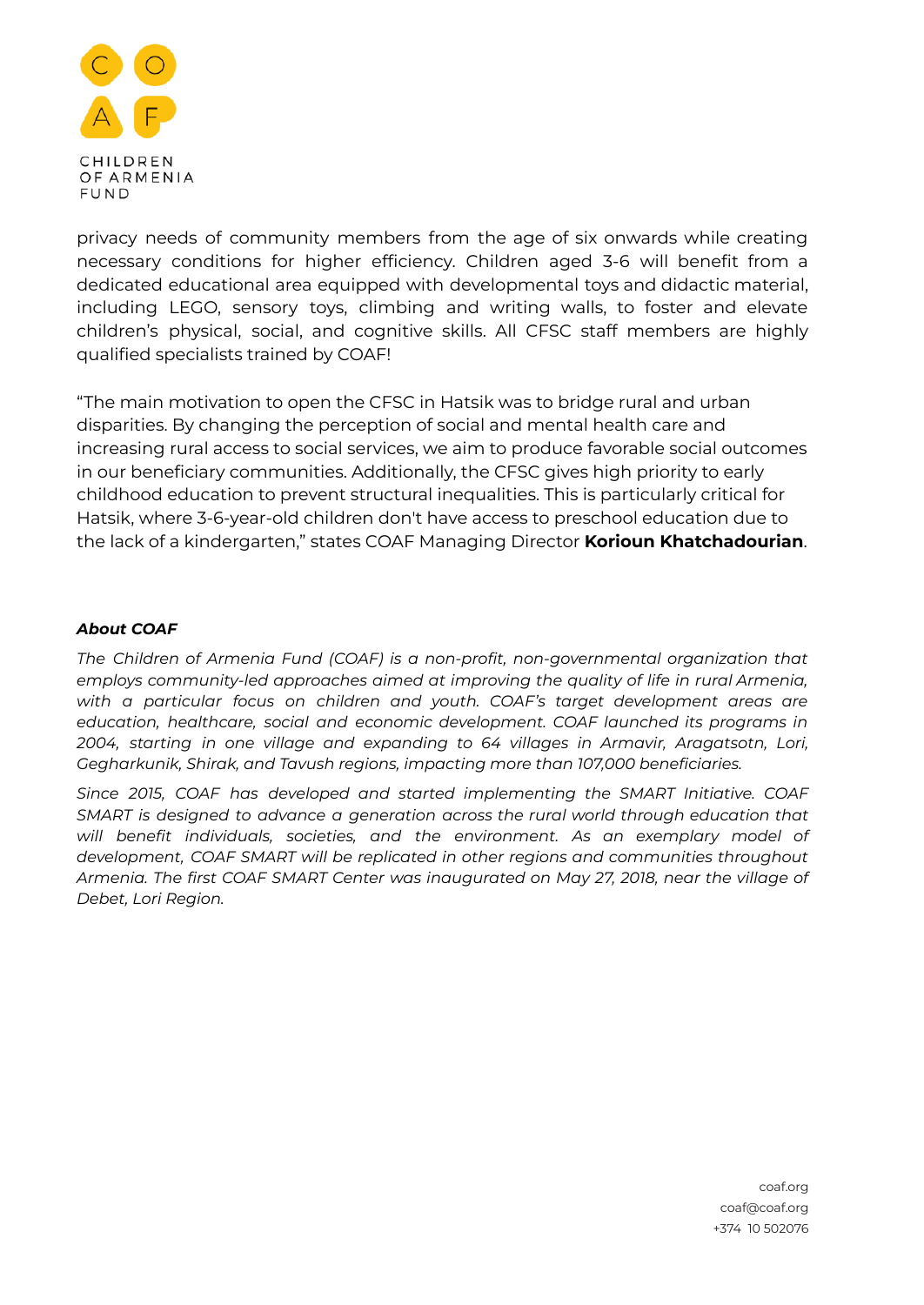privacy needs of community members from the age of six onwards while creating necessary conditions for higher efficiency. Children aged 3-6 will benefit from a dedicated educational area equipped with developmental toys and didactic material, including LEGO, sensory toys, climbing and writing walls, to foster and elevate children's physical, social, and cognitive skills. All CFSC staff members are highly qualified specialists trained by COAF!

"The main motivation to open the CFSC in Hatsik was to bridge rural and urban disparities. By changing the perception of social and mental health care and increasing rural access to social services, we aim to produce favorable social outcomes in our beneficiary communities. Additionally, the CFSC gives high priority to early childhood education to prevent structural inequalities. This is particularly critical for Hatsik, where 3-6-year-old children don't have access to preschool education due to the lack of a kindergarten," states COAF Managing Director **Korioun Khatchadourian**.

***About COAF***

*The Children of Armenia Fund (COAF) is a non-profit, non-governmental organization that employs community-led approaches aimed at improving the quality of life in rural Armenia, with a particular focus on children and youth. COAF's target development areas are education, healthcare, social and economic development. COAF launched its programs in 2004, starting in one village and expanding to 64 villages in Armavir, Aragatsotn, Lori, Gegharkunik, Shirak, and Tavush regions, impacting more than 107,000 beneficiaries.*

*Since 2015, COAF has developed and started implementing the SMART Initiative. COAF SMART is designed to advance a generation across the rural world through education that will benefit individuals, societies, and the environment. As an exemplary model of development, COAF SMART will be replicated in other regions and communities throughout Armenia. The first COAF SMART Center was inaugurated on May 27, 2018, near the village of Debet, Lori Region.*